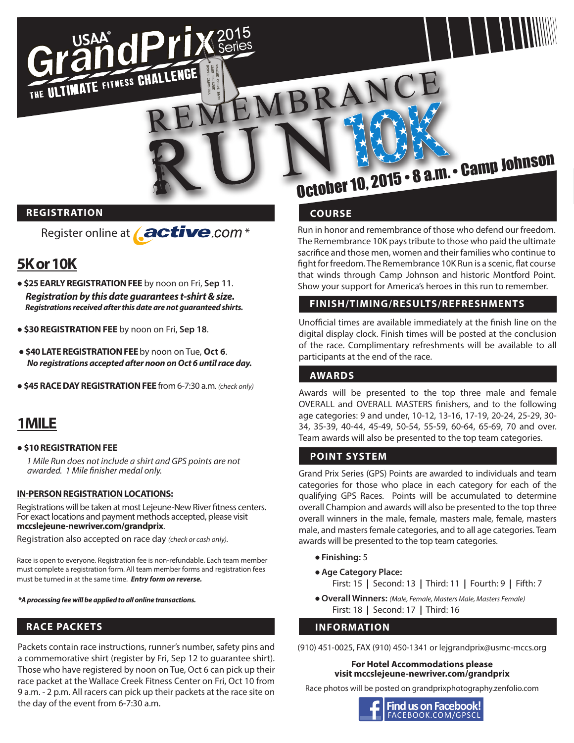# USAA® GrandPrix 2015 Series

THE ULTIMATE FITNESS CHALLENGE

MARINE CORPS BASE CAMP LEJEUNE NORTH CAROLINA

# REMEMBRANCE RUN 10K

## October 10, 2015 • 8 a.m. • Camp Johnson

## REGISTRATION

Register online at active.com *

### 5K or 10K

- **$25 EARLY REGISTRATION FEE** by noon on Fri, **Sep 11**.
  ***Registration by this date guarantees t-shirt & size.***
  ***Registrations received after this date are not guaranteed shirts.***
- **$30 REGISTRATION FEE** by noon on Fri, **Sep 18**.
- **$40 LATE REGISTRATION FEE** by noon on Tue, **Oct 6**.
  ***No registrations accepted after noon on Oct 6 until race day.***
- **$45 RACE DAY REGISTRATION FEE** from 6-7:30 a.m. *(check only)*

### 1 MILE

- **$10 REGISTRATION FEE**

  *1 Mile Run does not include a shirt and GPS points are not awarded. 1 Mile finisher medal only.*

**IN-PERSON REGISTRATION LOCATIONS:**

Registrations will be taken at most Lejeune-New River fitness centers. For exact locations and payment methods accepted, please visit **mccslejeune-newriver.com/grandprix**.

Registration also accepted on race day *(check or cash only)*.

Race is open to everyone. Registration fee is non-refundable. Each team member must complete a registration form. All team member forms and registration fees must be turned in at the same time. ***Entry form on reverse.***

***A processing fee will be applied to all online transactions.***

## RACE PACKETS

Packets contain race instructions, runner's number, safety pins and a commemorative shirt (register by Fri, Sep 12 to guarantee shirt). Those who have registered by noon on Tue, Oct 6 can pick up their race packet at the Wallace Creek Fitness Center on Fri, Oct 10 from 9 a.m. - 2 p.m. All racers can pick up their packets at the race site on the day of the event from 6-7:30 a.m.

## COURSE

Run in honor and remembrance of those who defend our freedom. The Remembrance 10K pays tribute to those who paid the ultimate sacrifice and those men, women and their families who continue to fight for freedom. The Remembrance 10K Run is a scenic, flat course that winds through Camp Johnson and historic Montford Point. Show your support for America's heroes in this run to remember.

## FINISH/TIMING/RESULTS/REFRESHMENTS

Unofficial times are available immediately at the finish line on the digital display clock. Finish times will be posted at the conclusion of the race. Complimentary refreshments will be available to all participants at the end of the race.

## AWARDS

Awards will be presented to the top three male and female OVERALL and OVERALL MASTERS finishers, and to the following age categories: 9 and under, 10-12, 13-16, 17-19, 20-24, 25-29, 30-34, 35-39, 40-44, 45-49, 50-54, 55-59, 60-64, 65-69, 70 and over. Team awards will also be presented to the top team categories.

## POINT SYSTEM

Grand Prix Series (GPS) Points are awarded to individuals and team categories for those who place in each category for each of the qualifying GPS Races. Points will be accumulated to determine overall Champion and awards will also be presented to the top three overall winners in the male, female, masters male, female, masters male, and masters female categories, and to all age categories. Team awards will be presented to the top team categories.

- **Finishing:** 5
- **Age Category Place:**
  First: 15 | Second: 13 | Third: 11 | Fourth: 9 | Fifth: 7
- **Overall Winners:** *(Male, Female, Masters Male, Masters Female)*
  First: 18 | Second: 17 | Third: 16

## INFORMATION

(910) 451-0025, FAX (910) 450-1341 or lejgrandprix@usmc-mccs.org

**For Hotel Accommodations please visit mccslejeune-newriver.com/grandprix**

Race photos will be posted on grandprixphotography.zenfolio.com

**Find us on Facebook!** FACEBOOK.COM/GPSCL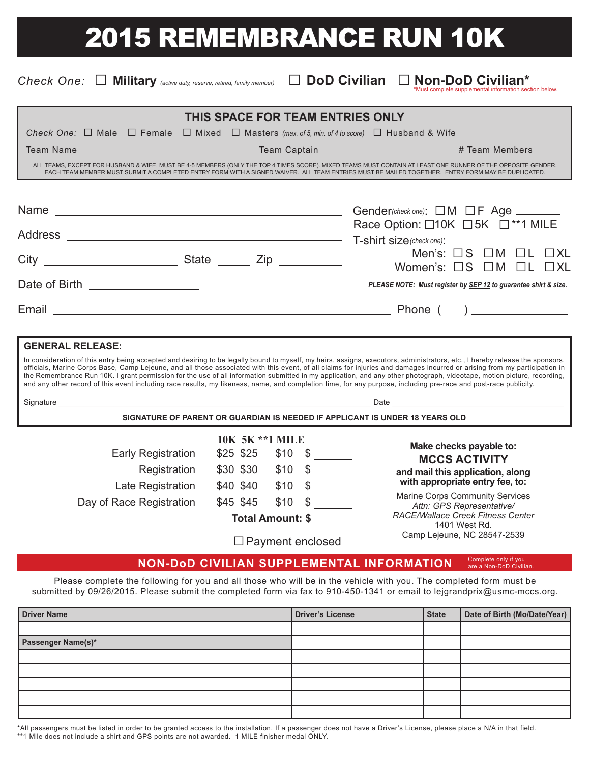# 2015 REMEMBRANCE RUN 10K

*Check One:* ☐ **Military** *(active duty, reserve, retired, family member)* ☐ **DoD Civilian** ☐ **Non-DoD Civilian***
*Must complete supplemental information section below.

## THIS SPACE FOR TEAM ENTRIES ONLY

*Check One:* ☐ Male ☐ Female ☐ Mixed ☐ Masters *(max. of 5, min. of 4 to score)* ☐ Husband & Wife

Team Name\_\_\_\_\_\_\_\_\_\_\_\_\_\_\_\_\_\_\_\_ Team Captain\_\_\_\_\_\_\_\_\_\_\_\_\_\_\_\_\_\_\_\_ # Team Members\_\_\_\_\_\_

ALL TEAMS, EXCEPT FOR HUSBAND & WIFE, MUST BE 4-5 MEMBERS (ONLY THE TOP 4 TIMES SCORE). MIXED TEAMS MUST CONTAIN AT LEAST ONE RUNNER OF THE OPPOSITE GENDER. EACH TEAM MEMBER MUST SUBMIT A COMPLETED ENTRY FORM WITH A SIGNED WAIVER. ALL TEAM ENTRIES MUST BE MAILED TOGETHER. ENTRY FORM MAY BE DUPLICATED.

Name \_\_\_\_\_\_\_\_\_\_\_\_\_\_\_\_\_\_\_\_\_\_\_\_\_\_\_\_\_\_

Address \_\_\_\_\_\_\_\_\_\_\_\_\_\_\_\_\_\_\_\_\_\_\_\_\_\_\_\_\_\_

City \_\_\_\_\_\_\_\_\_\_\_\_\_\_\_ State \_\_\_\_\_ Zip \_\_\_\_\_\_\_\_

Date of Birth \_\_\_\_\_\_\_\_\_\_\_\_\_\_\_

Gender*(check one)*: ☐M ☐F Age \_\_\_\_\_\_

Race Option: ☐10K ☐5K ☐**1 MILE

T-shirt size*(check one)*:
Men's: ☐S ☐M ☐L ☐XL
Women's: ☐S ☐M ☐L ☐XL

***PLEASE NOTE: Must register by SEP 12 to guarantee shirt & size.***

Email \_\_\_\_\_\_\_\_\_\_\_\_\_\_\_\_\_\_\_\_\_\_\_\_\_\_\_\_\_\_ Phone ( ) \_\_\_\_\_\_\_\_\_\_\_\_\_\_\_

## GENERAL RELEASE:

In consideration of this entry being accepted and desiring to be legally bound to myself, my heirs, assigns, executors, administrators, etc., I hereby release the sponsors, officials, Marine Corps Base, Camp Lejeune, and all those associated with this event, of all claims for injuries and damages incurred or arising from my participation in the Remembrance Run 10K. I grant permission for the use of all information submitted in my application, and any other photograph, videotape, motion picture, recording, and any other record of this event including race results, my likeness, name, and completion time, for any purpose, including pre-race and post-race publicity.

Signature\_\_\_\_\_\_\_\_\_\_\_\_\_\_\_\_\_\_\_\_\_\_\_\_\_\_\_\_\_\_ Date \_\_\_\_\_\_\_\_\_\_\_\_\_\_\_\_\_\_\_\_

**SIGNATURE OF PARENT OR GUARDIAN IS NEEDED IF APPLICANT IS UNDER 18 YEARS OLD**

| | 10K | 5K | **1 MILE | |
|---|---|---|---|---|
| Early Registration | $25 | $25 | $10 | $ \_\_\_\_\_\_ |
| Registration | $30 | $30 | $10 | $ \_\_\_\_\_\_ |
| Late Registration | $40 | $40 | $10 | $ \_\_\_\_\_\_ |
| Day of Race Registration | $45 | $45 | $10 | $ \_\_\_\_\_\_ |
| | | | **Total Amount: $** | \_\_\_\_\_\_ |

☐ Payment enclosed

**Make checks payable to:**
**MCCS ACTIVITY**
**and mail this application, along with appropriate entry fee, to:**

Marine Corps Community Services
*Attn: GPS Representative/*
*RACE/Wallace Creek Fitness Center*
1401 West Rd.
Camp Lejeune, NC 28547-2539

## NON-DoD CIVILIAN SUPPLEMENTAL INFORMATION

Complete only if you are a Non-DoD Civilian.

Please complete the following for you and all those who will be in the vehicle with you. The completed form must be submitted by 09/26/2015. Please submit the completed form via fax to 910-450-1341 or email to lejgrandprix@usmc-mccs.org.

| Driver Name | Driver's License | State | Date of Birth (Mo/Date/Year) |
|---|---|---|---|
| | | | |
| **Passenger Name(s)*** | | | |
| | | | |
| | | | |
| | | | |
| | | | |
| | | | |

*All passengers must be listed in order to be granted access to the installation. If a passenger does not have a Driver's License, please place a N/A in that field.
**1 Mile does not include a shirt and GPS points are not awarded. 1 MILE finisher medal ONLY.